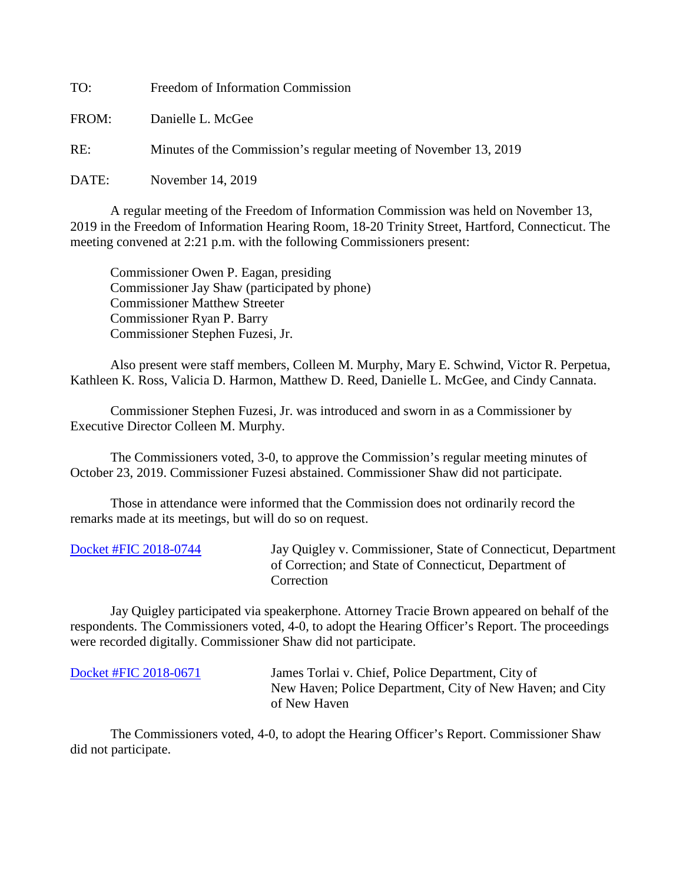TO: Freedom of Information Commission

FROM: Danielle L. McGee

RE: Minutes of the Commission's regular meeting of November 13, 2019

DATE: November 14, 2019

A regular meeting of the Freedom of Information Commission was held on November 13, 2019 in the Freedom of Information Hearing Room, 18-20 Trinity Street, Hartford, Connecticut. The meeting convened at 2:21 p.m. with the following Commissioners present:

Commissioner Owen P. Eagan, presiding
Commissioner Jay Shaw (participated by phone)
Commissioner Matthew Streeter
Commissioner Ryan P. Barry
Commissioner Stephen Fuzesi, Jr.

Also present were staff members, Colleen M. Murphy, Mary E. Schwind, Victor R. Perpetua, Kathleen K. Ross, Valicia D. Harmon, Matthew D. Reed, Danielle L. McGee, and Cindy Cannata.

Commissioner Stephen Fuzesi, Jr. was introduced and sworn in as a Commissioner by Executive Director Colleen M. Murphy.

The Commissioners voted, 3-0, to approve the Commission's regular meeting minutes of October 23, 2019. Commissioner Fuzesi abstained. Commissioner Shaw did not participate.

Those in attendance were informed that the Commission does not ordinarily record the remarks made at its meetings, but will do so on request.

Docket #FIC 2018-0744 — Jay Quigley v. Commissioner, State of Connecticut, Department of Correction; and State of Connecticut, Department of Correction

Jay Quigley participated via speakerphone. Attorney Tracie Brown appeared on behalf of the respondents. The Commissioners voted, 4-0, to adopt the Hearing Officer's Report. The proceedings were recorded digitally. Commissioner Shaw did not participate.

Docket #FIC 2018-0671 — James Torlai v. Chief, Police Department, City of New Haven; Police Department, City of New Haven; and City of New Haven

The Commissioners voted, 4-0, to adopt the Hearing Officer's Report. Commissioner Shaw did not participate.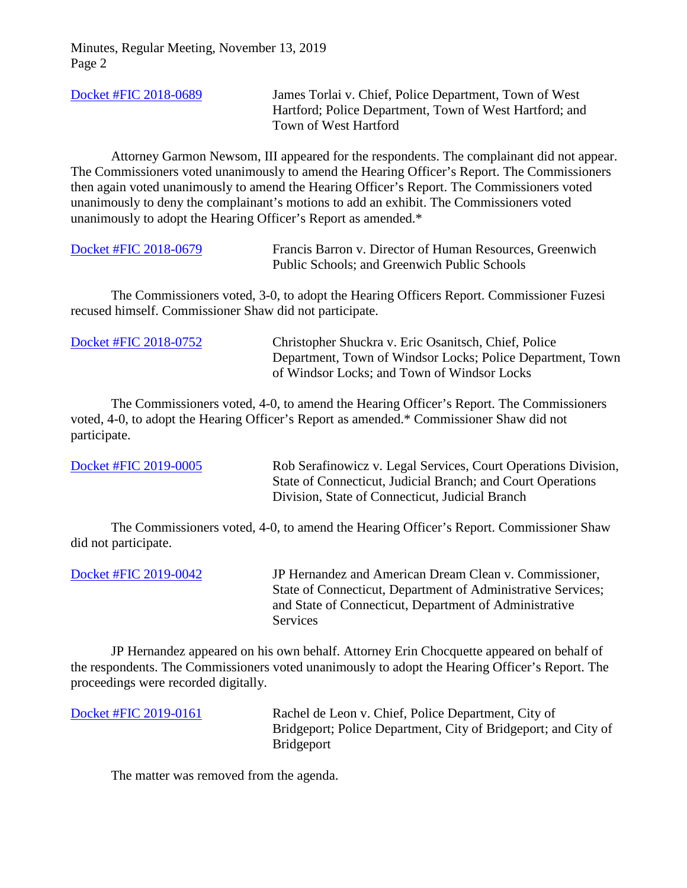Docket #FIC 2018-0689 James Torlai v. Chief, Police Department, Town of West Hartford; Police Department, Town of West Hartford; and Town of West Hartford

Attorney Garmon Newsom, III appeared for the respondents. The complainant did not appear. The Commissioners voted unanimously to amend the Hearing Officer's Report. The Commissioners then again voted unanimously to amend the Hearing Officer's Report. The Commissioners voted unanimously to deny the complainant's motions to add an exhibit. The Commissioners voted unanimously to adopt the Hearing Officer's Report as amended.*

Docket #FIC 2018-0679 Francis Barron v. Director of Human Resources, Greenwich Public Schools; and Greenwich Public Schools

The Commissioners voted, 3-0, to adopt the Hearing Officers Report. Commissioner Fuzesi recused himself. Commissioner Shaw did not participate.

Docket #FIC 2018-0752 Christopher Shuckra v. Eric Osanitsch, Chief, Police Department, Town of Windsor Locks; Police Department, Town of Windsor Locks; and Town of Windsor Locks

The Commissioners voted, 4-0, to amend the Hearing Officer's Report. The Commissioners voted, 4-0, to adopt the Hearing Officer's Report as amended.* Commissioner Shaw did not participate.

Docket #FIC 2019-0005 Rob Serafinowicz v. Legal Services, Court Operations Division, State of Connecticut, Judicial Branch; and Court Operations Division, State of Connecticut, Judicial Branch

The Commissioners voted, 4-0, to amend the Hearing Officer's Report. Commissioner Shaw did not participate.

Docket #FIC 2019-0042 JP Hernandez and American Dream Clean v. Commissioner, State of Connecticut, Department of Administrative Services; and State of Connecticut, Department of Administrative Services

JP Hernandez appeared on his own behalf. Attorney Erin Chocquette appeared on behalf of the respondents. The Commissioners voted unanimously to adopt the Hearing Officer's Report. The proceedings were recorded digitally.

Docket #FIC 2019-0161 Rachel de Leon v. Chief, Police Department, City of Bridgeport; Police Department, City of Bridgeport; and City of Bridgeport

The matter was removed from the agenda.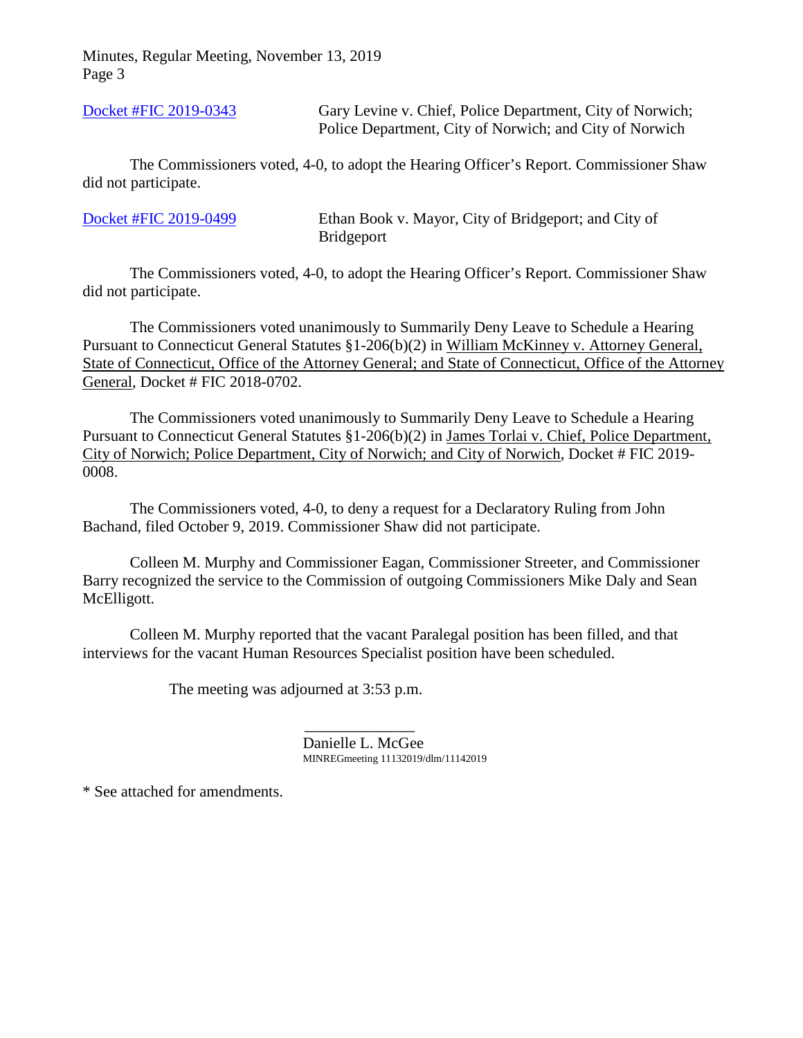Docket #FIC 2019-0343 Gary Levine v. Chief, Police Department, City of Norwich; Police Department, City of Norwich; and City of Norwich

The Commissioners voted, 4-0, to adopt the Hearing Officer's Report. Commissioner Shaw did not participate.

Docket #FIC 2019-0499 Ethan Book v. Mayor, City of Bridgeport; and City of Bridgeport

The Commissioners voted, 4-0, to adopt the Hearing Officer's Report. Commissioner Shaw did not participate.

The Commissioners voted unanimously to Summarily Deny Leave to Schedule a Hearing Pursuant to Connecticut General Statutes §1-206(b)(2) in William McKinney v. Attorney General, State of Connecticut, Office of the Attorney General; and State of Connecticut, Office of the Attorney General, Docket # FIC 2018-0702.

The Commissioners voted unanimously to Summarily Deny Leave to Schedule a Hearing Pursuant to Connecticut General Statutes §1-206(b)(2) in James Torlai v. Chief, Police Department, City of Norwich; Police Department, City of Norwich; and City of Norwich, Docket # FIC 2019-0008.

The Commissioners voted, 4-0, to deny a request for a Declaratory Ruling from John Bachand, filed October 9, 2019. Commissioner Shaw did not participate.

Colleen M. Murphy and Commissioner Eagan, Commissioner Streeter, and Commissioner Barry recognized the service to the Commission of outgoing Commissioners Mike Daly and Sean McElligott.

Colleen M. Murphy reported that the vacant Paralegal position has been filled, and that interviews for the vacant Human Resources Specialist position have been scheduled.

The meeting was adjourned at 3:53 p.m.

\_\_\_\_\_\_\_\_\_\_\_\_\_\_

Danielle L. McGee

MINREGmeeting 11132019/dlm/11142019

* See attached for amendments.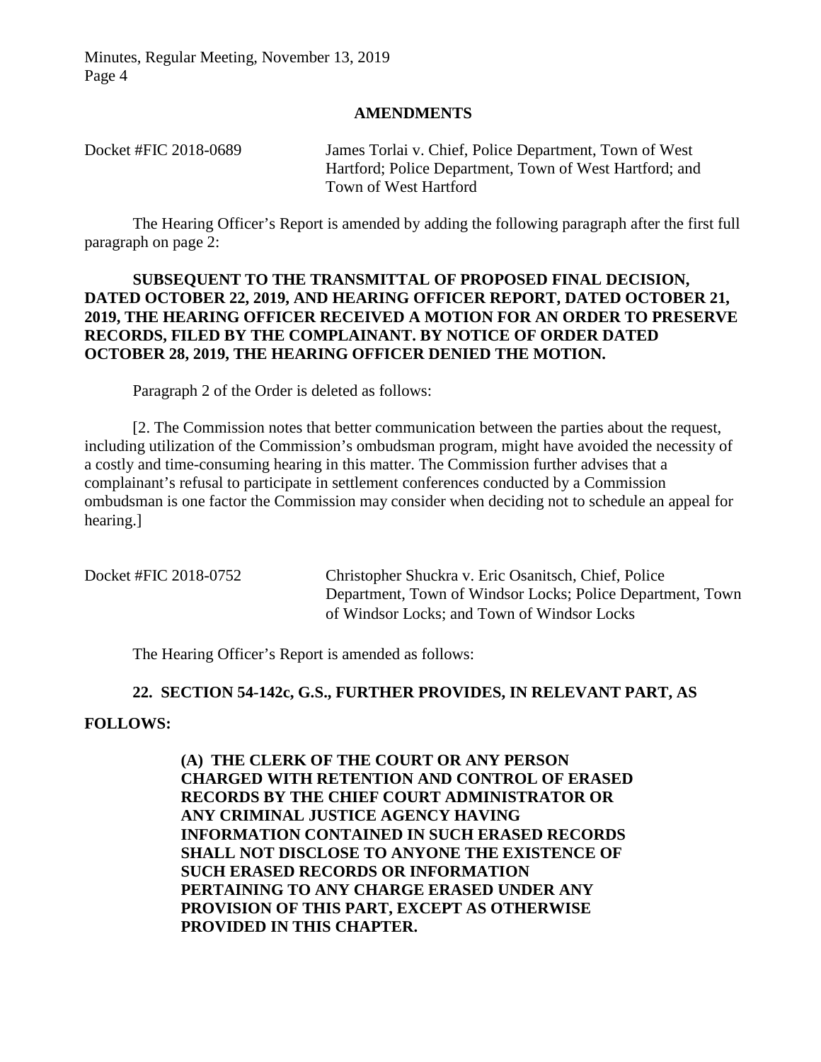## AMENDMENTS

Docket #FIC 2018-0689 — James Torlai v. Chief, Police Department, Town of West Hartford; Police Department, Town of West Hartford; and Town of West Hartford

The Hearing Officer's Report is amended by adding the following paragraph after the first full paragraph on page 2:

**SUBSEQUENT TO THE TRANSMITTAL OF PROPOSED FINAL DECISION, DATED OCTOBER 22, 2019, AND HEARING OFFICER REPORT, DATED OCTOBER 21, 2019, THE HEARING OFFICER RECEIVED A MOTION FOR AN ORDER TO PRESERVE RECORDS, FILED BY THE COMPLAINANT. BY NOTICE OF ORDER DATED OCTOBER 28, 2019, THE HEARING OFFICER DENIED THE MOTION.**

Paragraph 2 of the Order is deleted as follows:

[2. The Commission notes that better communication between the parties about the request, including utilization of the Commission's ombudsman program, might have avoided the necessity of a costly and time-consuming hearing in this matter. The Commission further advises that a complainant's refusal to participate in settlement conferences conducted by a Commission ombudsman is one factor the Commission may consider when deciding not to schedule an appeal for hearing.]

Docket #FIC 2018-0752 — Christopher Shuckra v. Eric Osanitsch, Chief, Police Department, Town of Windsor Locks; Police Department, Town of Windsor Locks; and Town of Windsor Locks

The Hearing Officer's Report is amended as follows:

**22. SECTION 54-142c, G.S., FURTHER PROVIDES, IN RELEVANT PART, AS FOLLOWS:**

> **(A) THE CLERK OF THE COURT OR ANY PERSON CHARGED WITH RETENTION AND CONTROL OF ERASED RECORDS BY THE CHIEF COURT ADMINISTRATOR OR ANY CRIMINAL JUSTICE AGENCY HAVING INFORMATION CONTAINED IN SUCH ERASED RECORDS SHALL NOT DISCLOSE TO ANYONE THE EXISTENCE OF SUCH ERASED RECORDS OR INFORMATION PERTAINING TO ANY CHARGE ERASED UNDER ANY PROVISION OF THIS PART, EXCEPT AS OTHERWISE PROVIDED IN THIS CHAPTER.**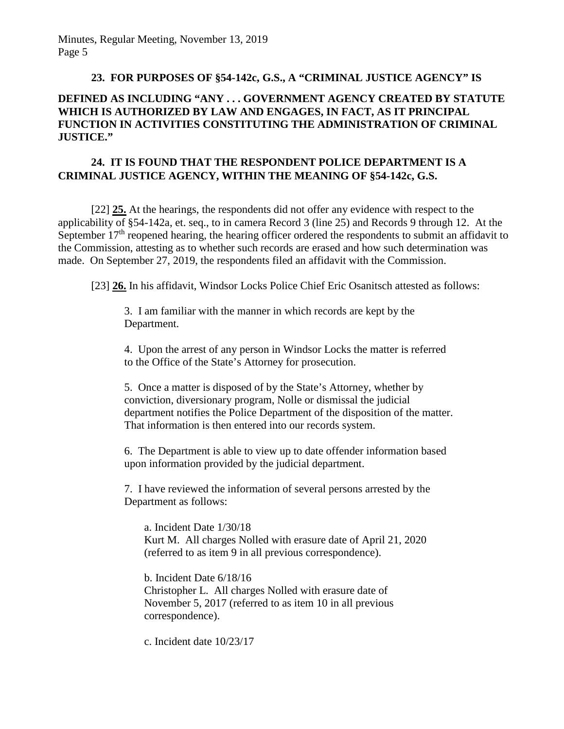**23. FOR PURPOSES OF §54-142c, G.S., A "CRIMINAL JUSTICE AGENCY" IS DEFINED AS INCLUDING "ANY . . . GOVERNMENT AGENCY CREATED BY STATUTE WHICH IS AUTHORIZED BY LAW AND ENGAGES, IN FACT, AS IT PRINCIPAL FUNCTION IN ACTIVITIES CONSTITUTING THE ADMINISTRATION OF CRIMINAL JUSTICE."**

**24. IT IS FOUND THAT THE RESPONDENT POLICE DEPARTMENT IS A CRIMINAL JUSTICE AGENCY, WITHIN THE MEANING OF §54-142c, G.S.**

[22] **25.** At the hearings, the respondents did not offer any evidence with respect to the applicability of §54-142a, et. seq., to in camera Record 3 (line 25) and Records 9 through 12. At the September 17th reopened hearing, the hearing officer ordered the respondents to submit an affidavit to the Commission, attesting as to whether such records are erased and how such determination was made. On September 27, 2019, the respondents filed an affidavit with the Commission.

[23] **26.** In his affidavit, Windsor Locks Police Chief Eric Osanitsch attested as follows:

> 3. I am familiar with the manner in which records are kept by the Department.
>
> 4. Upon the arrest of any person in Windsor Locks the matter is referred to the Office of the State's Attorney for prosecution.
>
> 5. Once a matter is disposed of by the State's Attorney, whether by conviction, diversionary program, Nolle or dismissal the judicial department notifies the Police Department of the disposition of the matter. That information is then entered into our records system.
>
> 6. The Department is able to view up to date offender information based upon information provided by the judicial department.
>
> 7. I have reviewed the information of several persons arrested by the Department as follows:
>
> a. Incident Date 1/30/18
> Kurt M. All charges Nolled with erasure date of April 21, 2020 (referred to as item 9 in all previous correspondence).
>
> b. Incident Date 6/18/16
> Christopher L. All charges Nolled with erasure date of November 5, 2017 (referred to as item 10 in all previous correspondence).
>
> c. Incident date 10/23/17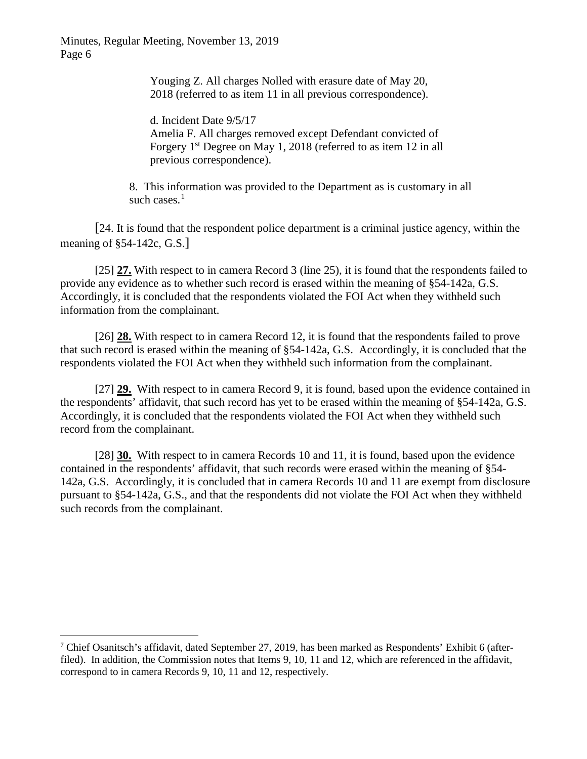Youging Z. All charges Nolled with erasure date of May 20, 2018 (referred to as item 11 in all previous correspondence).

d. Incident Date 9/5/17
Amelia F. All charges removed except Defendant convicted of Forgery 1st Degree on May 1, 2018 (referred to as item 12 in all previous correspondence).

8. This information was provided to the Department as is customary in all such cases.[1]

[24. It is found that the respondent police department is a criminal justice agency, within the meaning of §54-142c, G.S.]

[25] **27.** With respect to in camera Record 3 (line 25), it is found that the respondents failed to provide any evidence as to whether such record is erased within the meaning of §54-142a, G.S. Accordingly, it is concluded that the respondents violated the FOI Act when they withheld such information from the complainant.

[26] **28.** With respect to in camera Record 12, it is found that the respondents failed to prove that such record is erased within the meaning of §54-142a, G.S. Accordingly, it is concluded that the respondents violated the FOI Act when they withheld such information from the complainant.

[27] **29.** With respect to in camera Record 9, it is found, based upon the evidence contained in the respondents' affidavit, that such record has yet to be erased within the meaning of §54-142a, G.S. Accordingly, it is concluded that the respondents violated the FOI Act when they withheld such record from the complainant.

[28] **30.** With respect to in camera Records 10 and 11, it is found, based upon the evidence contained in the respondents' affidavit, that such records were erased within the meaning of §54-142a, G.S. Accordingly, it is concluded that in camera Records 10 and 11 are exempt from disclosure pursuant to §54-142a, G.S., and that the respondents did not violate the FOI Act when they withheld such records from the complainant.

---

[7] Chief Osanitsch's affidavit, dated September 27, 2019, has been marked as Respondents' Exhibit 6 (after-filed). In addition, the Commission notes that Items 9, 10, 11 and 12, which are referenced in the affidavit, correspond to in camera Records 9, 10, 11 and 12, respectively.